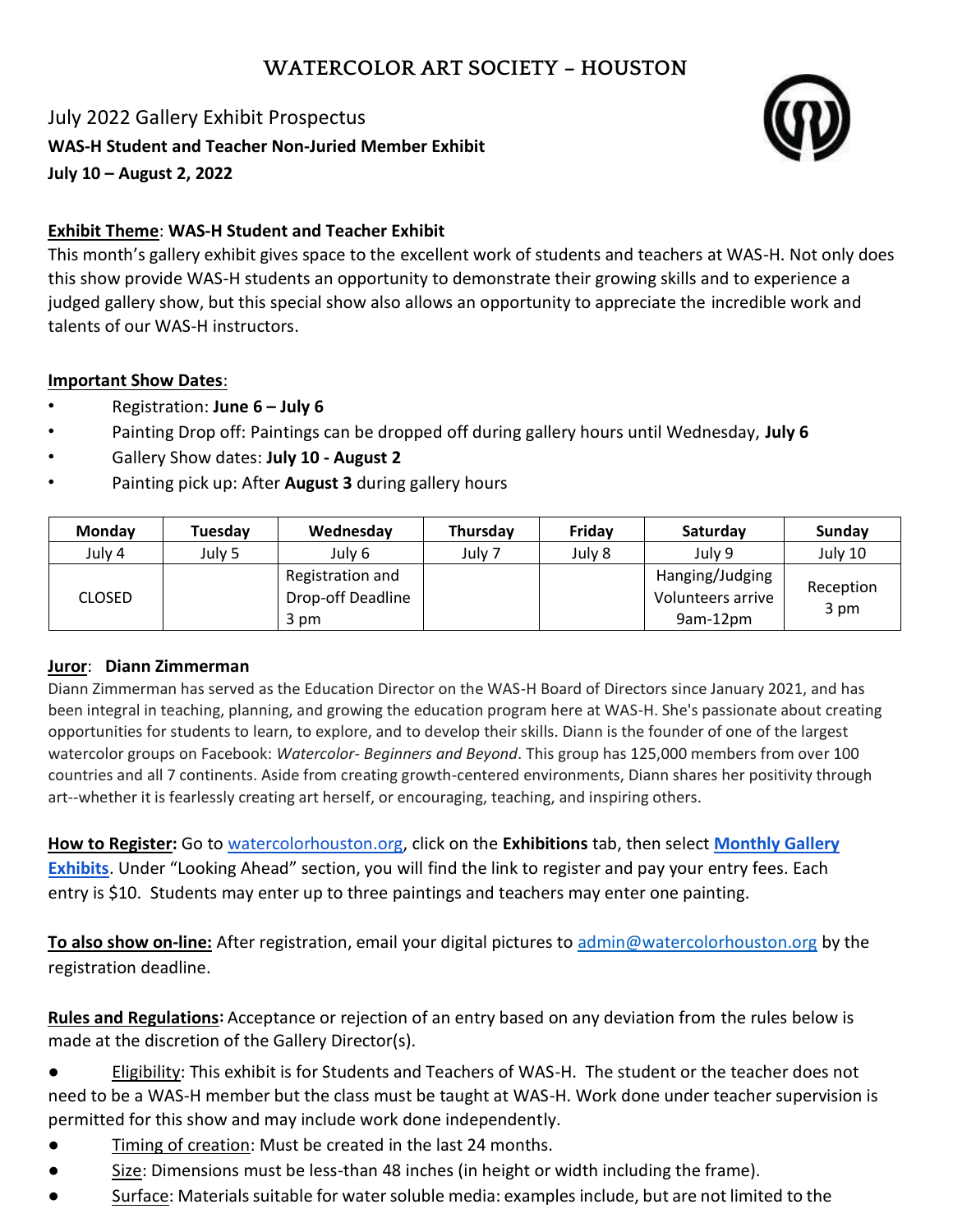# WATERCOLOR ART SOCIETY – HOUSTON

July 2022 Gallery Exhibit Prospectus

**WAS-H Student and Teacher Non-Juried Member Exhibit**

**July 10 – August 2, 2022**

**Exhibit Theme**: **WAS-H Student and Teacher Exhibit**

This month's gallery exhibit gives space to the excellent work of students and teachers at WAS-H. Not only does this show provide WAS-H students an opportunity to demonstrate their growing skills and to experience a judged gallery show, but this special show also allows an opportunity to appreciate the incredible work and talents of our WAS-H instructors.

**Important Show Dates**:

- Registration: **June 6 – July 6**
- Painting Drop off: Paintings can be dropped off during gallery hours until Wednesday, **July 6**
- Gallery Show dates: **July 10 - August 2**
- Painting pick up: After **August 3** during gallery hours

| Monday | Tuesday | Wednesday | Thursday | Friday | Saturday | Sunday |
|---|---|---|---|---|---|---|
| July 4 | July 5 | July 6 | July 7 | July 8 | July 9 | July 10 |
| CLOSED | | Registration and Drop-off Deadline 3 pm | | | Hanging/Judging Volunteers arrive 9am-12pm | Reception 3 pm |

**Juror**: **Diann Zimmerman**

Diann Zimmerman has served as the Education Director on the WAS-H Board of Directors since January 2021, and has been integral in teaching, planning, and growing the education program here at WAS-H. She's passionate about creating opportunities for students to learn, to explore, and to develop their skills. Diann is the founder of one of the largest watercolor groups on Facebook: *Watercolor- Beginners and Beyond*. This group has 125,000 members from over 100 countries and all 7 continents. Aside from creating growth-centered environments, Diann shares her positivity through art--whether it is fearlessly creating art herself, or encouraging, teaching, and inspiring others.

**How to Register:** Go to watercolorhouston.org, click on the **Exhibitions** tab, then select **Monthly Gallery Exhibits**. Under "Looking Ahead" section, you will find the link to register and pay your entry fees. Each entry is $10. Students may enter up to three paintings and teachers may enter one painting.

**To also show on-line:** After registration, email your digital pictures to admin@watercolorhouston.org by the registration deadline.

**Rules and Regulations:** Acceptance or rejection of an entry based on any deviation from the rules below is made at the discretion of the Gallery Director(s).

- Eligibility: This exhibit is for Students and Teachers of WAS-H. The student or the teacher does not need to be a WAS-H member but the class must be taught at WAS-H. Work done under teacher supervision is permitted for this show and may include work done independently.
- Timing of creation: Must be created in the last 24 months.
- Size: Dimensions must be less-than 48 inches (in height or width including the frame).
- Surface: Materials suitable for water soluble media: examples include, but are not limited to the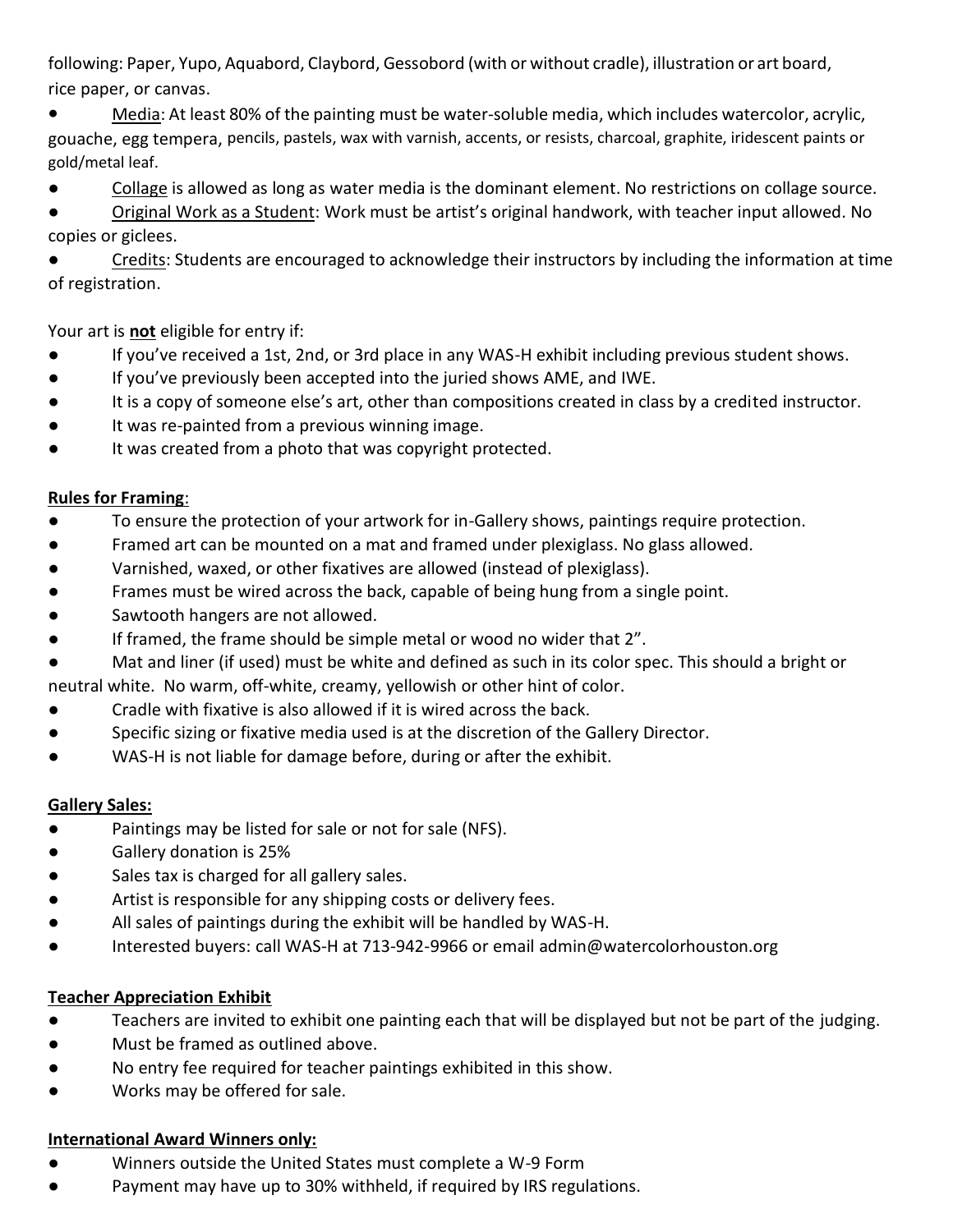following: Paper, Yupo, Aquabord, Claybord, Gessobord (with or without cradle), illustration or art board, rice paper, or canvas.

- Media: At least 80% of the painting must be water-soluble media, which includes watercolor, acrylic, gouache, egg tempera, pencils, pastels, wax with varnish, accents, or resists, charcoal, graphite, iridescent paints or gold/metal leaf.
- Collage is allowed as long as water media is the dominant element. No restrictions on collage source.
- Original Work as a Student: Work must be artist's original handwork, with teacher input allowed. No copies or giclees.
- Credits: Students are encouraged to acknowledge their instructors by including the information at time of registration.

Your art is **not** eligible for entry if:

- If you've received a 1st, 2nd, or 3rd place in any WAS-H exhibit including previous student shows.
- If you've previously been accepted into the juried shows AME, and IWE.
- It is a copy of someone else's art, other than compositions created in class by a credited instructor.
- It was re-painted from a previous winning image.
- It was created from a photo that was copyright protected.

**Rules for Framing**:

- To ensure the protection of your artwork for in-Gallery shows, paintings require protection.
- Framed art can be mounted on a mat and framed under plexiglass. No glass allowed.
- Varnished, waxed, or other fixatives are allowed (instead of plexiglass).
- Frames must be wired across the back, capable of being hung from a single point.
- Sawtooth hangers are not allowed.
- If framed, the frame should be simple metal or wood no wider that 2".
- Mat and liner (if used) must be white and defined as such in its color spec. This should a bright or neutral white. No warm, off-white, creamy, yellowish or other hint of color.
- Cradle with fixative is also allowed if it is wired across the back.
- Specific sizing or fixative media used is at the discretion of the Gallery Director.
- WAS-H is not liable for damage before, during or after the exhibit.

**Gallery Sales:**

- Paintings may be listed for sale or not for sale (NFS).
- Gallery donation is 25%
- Sales tax is charged for all gallery sales.
- Artist is responsible for any shipping costs or delivery fees.
- All sales of paintings during the exhibit will be handled by WAS-H.
- Interested buyers: call WAS-H at 713-942-9966 or email admin@watercolorhouston.org

**Teacher Appreciation Exhibit**

- Teachers are invited to exhibit one painting each that will be displayed but not be part of the judging.
- Must be framed as outlined above.
- No entry fee required for teacher paintings exhibited in this show.
- Works may be offered for sale.

**International Award Winners only:**

- Winners outside the United States must complete a W-9 Form
- Payment may have up to 30% withheld, if required by IRS regulations.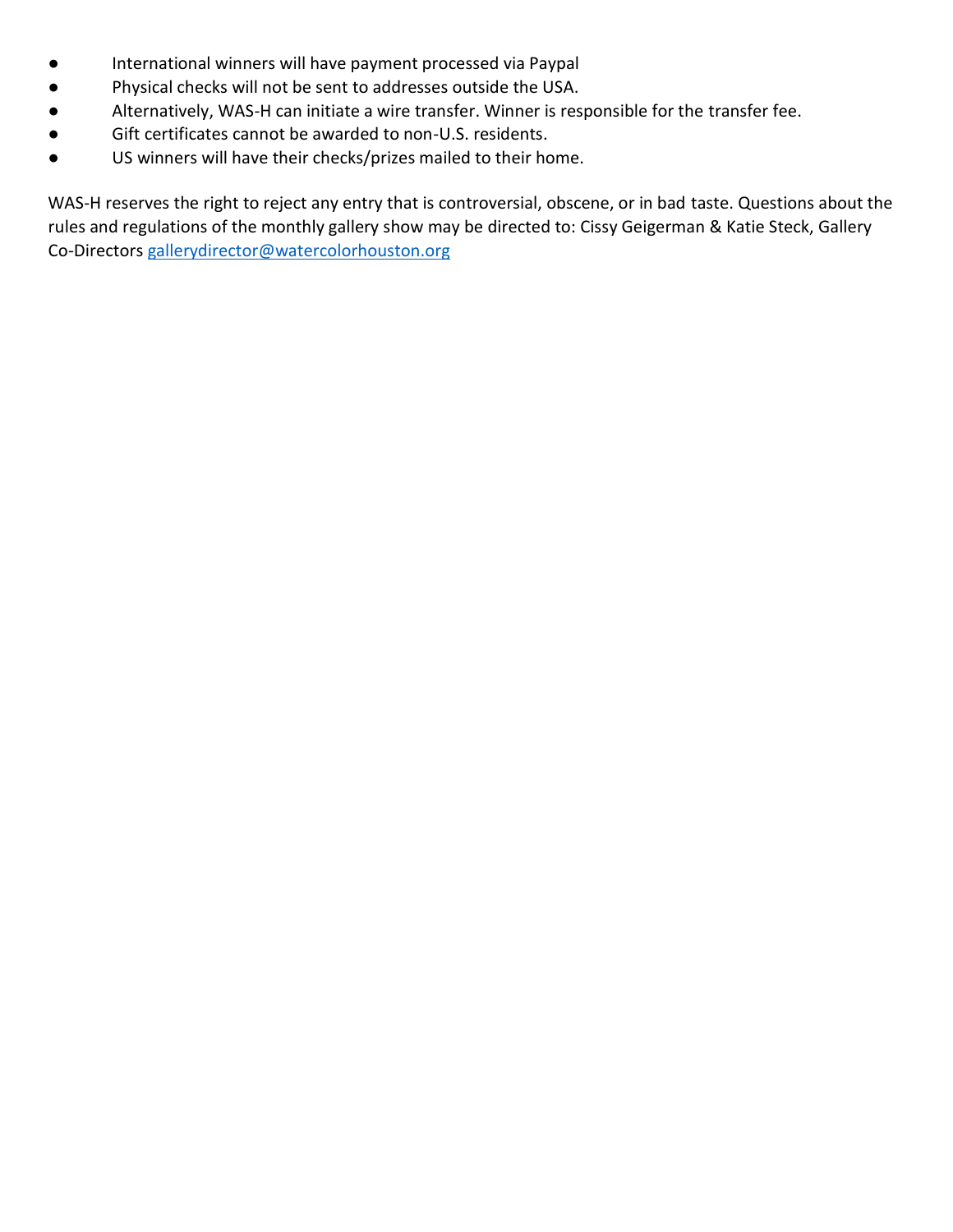- International winners will have payment processed via Paypal
- Physical checks will not be sent to addresses outside the USA.
- Alternatively, WAS-H can initiate a wire transfer. Winner is responsible for the transfer fee.
- Gift certificates cannot be awarded to non-U.S. residents.
- US winners will have their checks/prizes mailed to their home.

WAS-H reserves the right to reject any entry that is controversial, obscene, or in bad taste. Questions about the rules and regulations of the monthly gallery show may be directed to: Cissy Geigerman & Katie Steck, Gallery Co-Directors gallerydirector@watercolorhouston.org